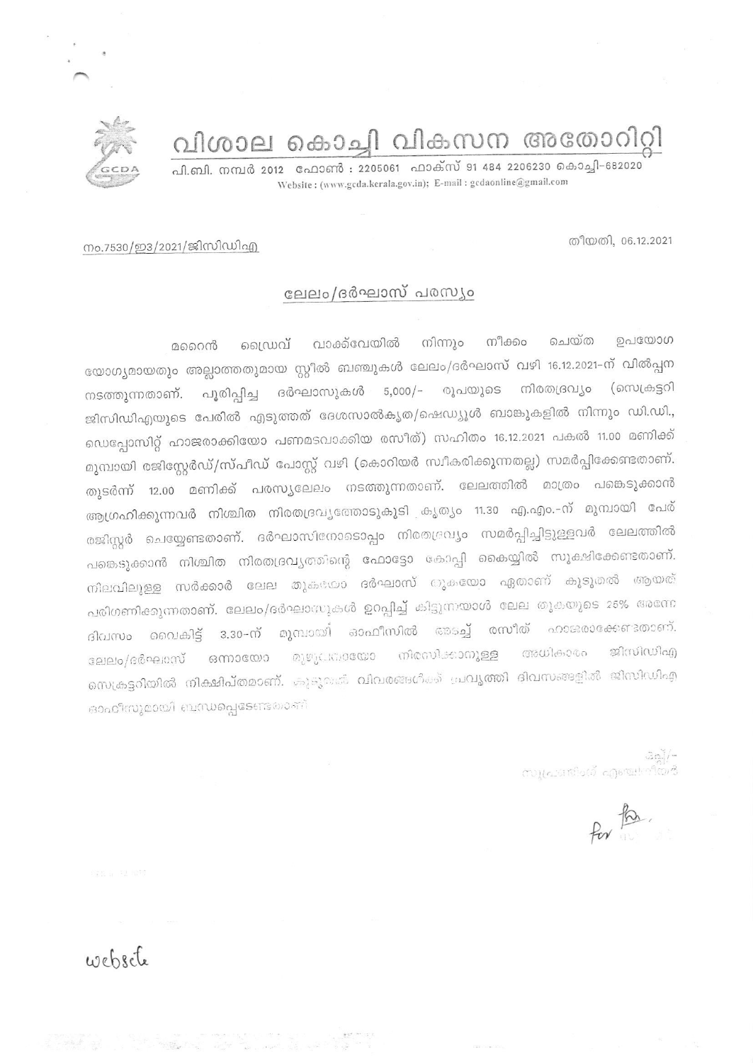# വിശാല കൊച്ചി വികസന അതോറിറ്റി

പി.ബി. നമ്പർ 2012 ഫോൺ : 2205061 ഫാക്സ് 91 484 2206230 കൊച്ചി-682020
Website : (www.gcda.kerala.gov.in); E-mail : gcdaonline@gmail.com

നം.7530/ഇ3/2021/ജിസിഡിഎ

തീയതി, 06.12.2021

## ലേലം/ദർഘാസ് പരസ്യം

മറൈൻ ഡ്രൈവ് വാക്ക്‌വേയിൽ നിന്നും നീക്കം ചെയ്ത ഉപയോഗ യോഗ്യമായതും അല്ലാത്തതുമായ സ്റ്റീൽ ബഞ്ചുകൾ ലേലം/ദർഘാസ് വഴി 16.12.2021-ന് വിൽപ്പന നടത്തുന്നതാണ്. പൂരിപ്പിച്ച ദർഘാസുകൾ 5,000/- രൂപയുടെ നിരതദ്രവ്യം (സെക്രട്ടറി ജിസിഡിഎയുടെ പേരിൽ എടുത്തത് ദേശസാൽകൃത/ഷെഡ്യൂൾ ബാങ്കുകളിൽ നിന്നും ഡി.ഡി., ഡെപ്പോസിറ്റ് ഹാജരാക്കിയോ പണമടവാക്കിയ രസീത്) സഹിതം 16.12.2021 പകൽ 11.00 മണിക്ക് മുമ്പായി രജിസ്റ്റേർഡ്/സ്പീഡ് പോസ്റ്റ് വഴി (കൊറിയർ സ്വീകരിക്കുന്നതല്ല) സമർപ്പിക്കേണ്ടതാണ്. തുടർന്ന് 12.00 മണിക്ക് പരസ്യലേലം നടത്തുന്നതാണ്. ലേലത്തിൽ മാത്രം പങ്കെടുക്കാൻ ആഗ്രഹിക്കുന്നവർ നിശ്ചിത നിരതദ്രവ്യത്തോടുകൂടി കൃത്യം 11.30 എ.എം.-ന് മുമ്പായി പേര് രജിസ്റ്റർ ചെയ്യേണ്ടതാണ്. ദർഘാസിനോടൊപ്പം നിരതദ്രവ്യം സമർപ്പിച്ചിട്ടുള്ളവർ ലേലത്തിൽ പങ്കെടുക്കാൻ നിശ്ചിത നിരതദ്രവ്യത്തിന്റെ ഫോട്ടോ കോപ്പി കൈയ്യിൽ സൂക്ഷിക്കേണ്ടതാണ്. നിലവിലുള്ള സർക്കാർ ലേല തുകയോ ദർഘാസ് തുകയോ ഏതാണ് കൂടുതൽ ആയത് പരിഗണിക്കുന്നതാണ്. ലേലം/ദർഘാസുകൾ ഉറപ്പിച്ച് കിട്ടുന്നയാൾ ലേല തുകയുടെ 25% അന്നേ ദിവസം വൈകിട്ട് 3.30-ന് മുമ്പായി ഓഫീസിൽ അടച്ച് രസീത് ഹാജരാക്കേണ്ടതാണ്. ലേലം/ദർഘാസ് ഒന്നായോ മുഴുവനായോ നിരസിക്കാനുള്ള അധികാരം ജിസിഡിഎ സെക്രട്ടറിയിൽ നിക്ഷിപ്തമാണ്. കൂടുതൽ വിവരങ്ങൾക്ക് പ്രവൃത്തി ദിവസങ്ങളിൽ ജിസിഡിഎ ഓഫീസുമായി ബന്ധപ്പെടേണ്ടതാണ്.

ഒപ്പ്/-
സൂപ്രണ്ടിംഗ് എഞ്ചിനീയർ

for

website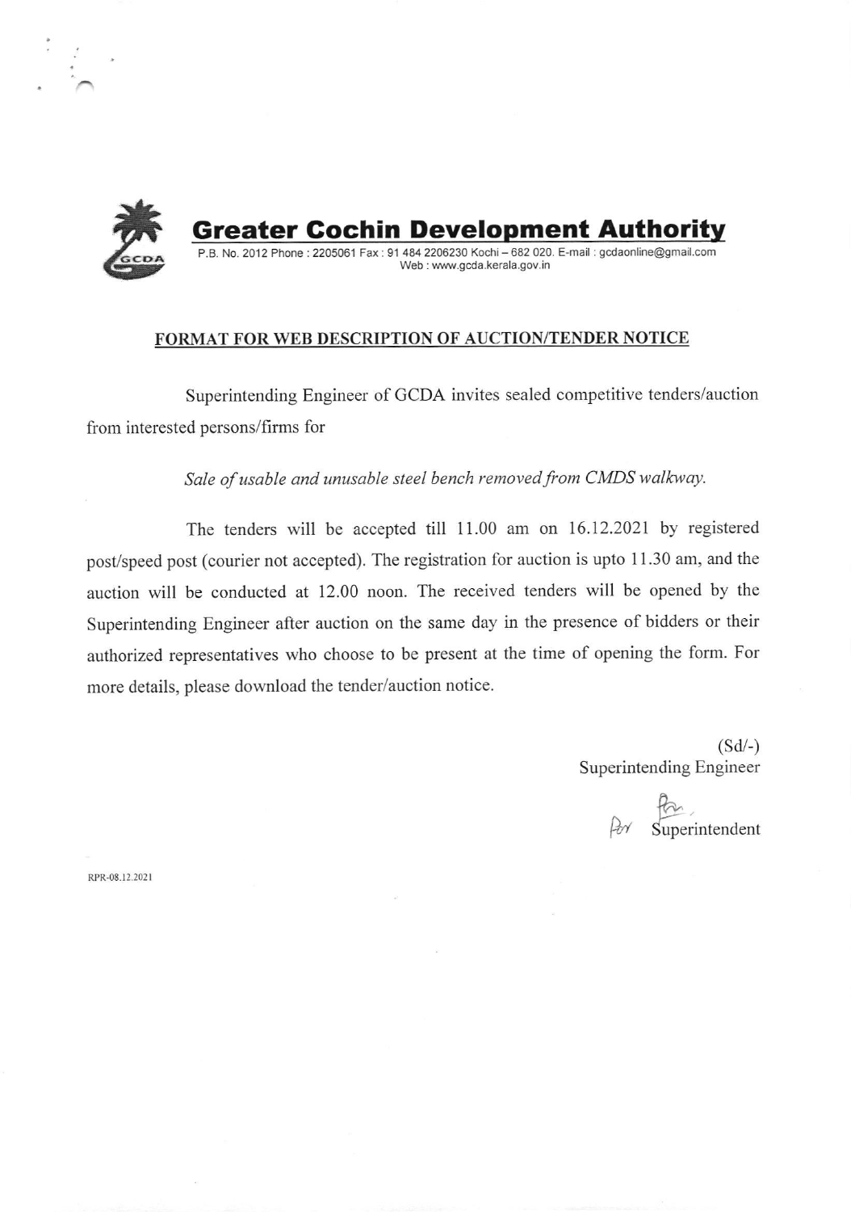# Greater Cochin Development Authority

P.B. No. 2012 Phone : 2205061 Fax : 91 484 2206230 Kochi – 682 020. E-mail : gcdaonline@gmail.com
Web : www.gcda.kerala.gov.in

## FORMAT FOR WEB DESCRIPTION OF AUCTION/TENDER NOTICE

Superintending Engineer of GCDA invites sealed competitive tenders/auction from interested persons/firms for

*Sale of usable and unusable steel bench removed from CMDS walkway.*

The tenders will be accepted till 11.00 am on 16.12.2021 by registered post/speed post (courier not accepted). The registration for auction is upto 11.30 am, and the auction will be conducted at 12.00 noon. The received tenders will be opened by the Superintending Engineer after auction on the same day in the presence of bidders or their authorized representatives who choose to be present at the time of opening the form. For more details, please download the tender/auction notice.

(Sd/-)
Superintending Engineer

For Superintendent

RPR-08.12.2021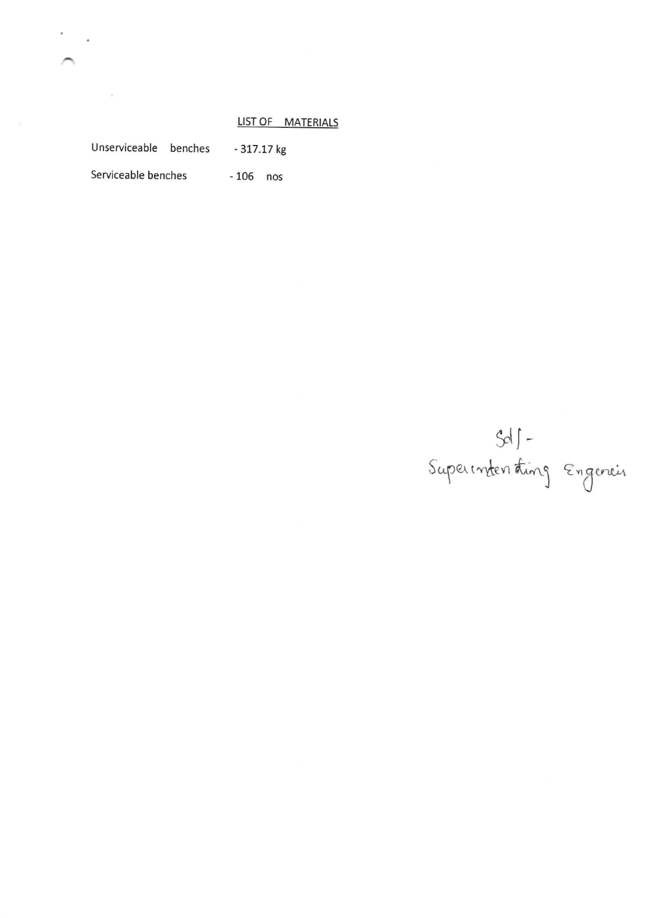## LIST OF MATERIALS

| | |
|---|---|
| Unserviceable benches | - 317.17 kg |
| Serviceable benches | - 106 nos |

Sd/-
Superintending Engineer